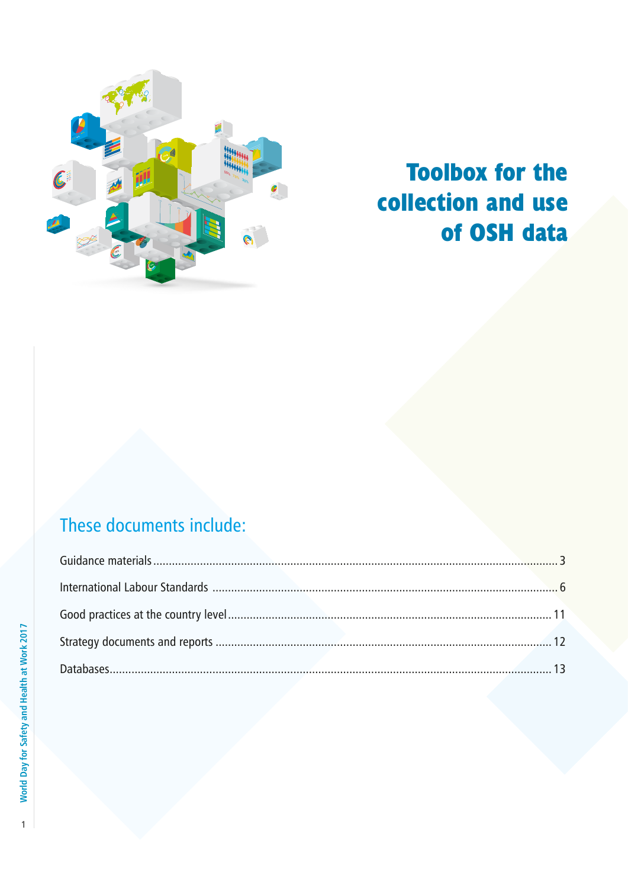# Toolbox for the collection and use of OSH data

## These documents include:

| | |
|---|---|
| Guidance materials | 3 |
| International Labour Standards | 6 |
| Good practices at the country level | 11 |
| Strategy documents and reports | 12 |
| Databases | 13 |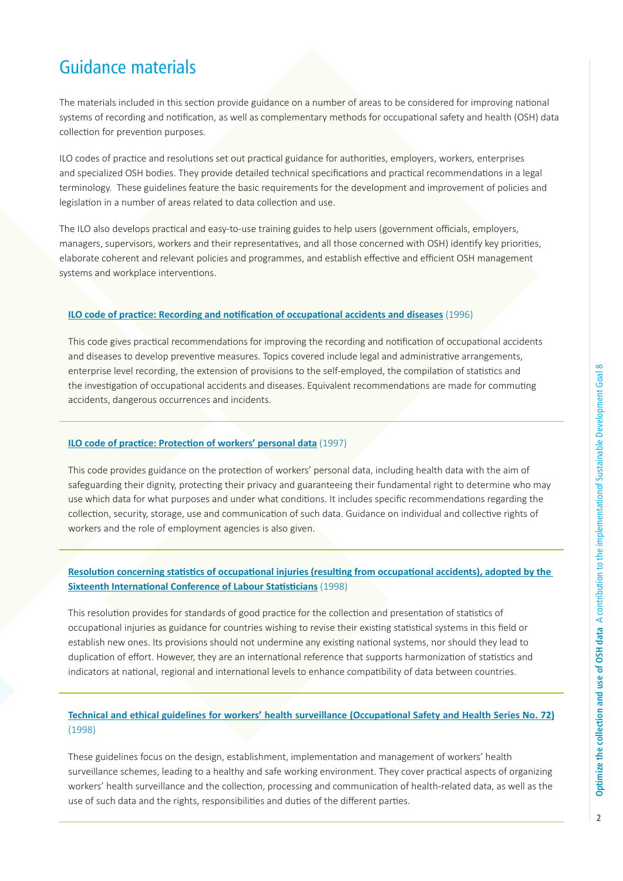# Guidance materials

The materials included in this section provide guidance on a number of areas to be considered for improving national systems of recording and notification, as well as complementary methods for occupational safety and health (OSH) data collection for prevention purposes.

ILO codes of practice and resolutions set out practical guidance for authorities, employers, workers, enterprises and specialized OSH bodies. They provide detailed technical specifications and practical recommendations in a legal terminology.  These guidelines feature the basic requirements for the development and improvement of policies and legislation in a number of areas related to data collection and use.

The ILO also develops practical and easy-to-use training guides to help users (government officials, employers, managers, supervisors, workers and their representatives, and all those concerned with OSH) identify key priorities, elaborate coherent and relevant policies and programmes, and establish effective and efficient OSH management systems and workplace interventions.

**ILO code of practice: Recording and notification of occupational accidents and diseases** (1996)

This code gives practical recommendations for improving the recording and notification of occupational accidents and diseases to develop preventive measures. Topics covered include legal and administrative arrangements, enterprise level recording, the extension of provisions to the self-employed, the compilation of statistics and the investigation of occupational accidents and diseases. Equivalent recommendations are made for commuting accidents, dangerous occurrences and incidents.

---

**ILO code of practice: Protection of workers' personal data** (1997)

This code provides guidance on the protection of workers' personal data, including health data with the aim of safeguarding their dignity, protecting their privacy and guaranteeing their fundamental right to determine who may use which data for what purposes and under what conditions. It includes specific recommendations regarding the collection, security, storage, use and communication of such data. Guidance on individual and collective rights of workers and the role of employment agencies is also given.

---

**Resolution concerning statistics of occupational injuries (resulting from occupational accidents), adopted by the Sixteenth International Conference of Labour Statisticians** (1998)

This resolution provides for standards of good practice for the collection and presentation of statistics of occupational injuries as guidance for countries wishing to revise their existing statistical systems in this field or establish new ones. Its provisions should not undermine any existing national systems, nor should they lead to duplication of effort. However, they are an international reference that supports harmonization of statistics and indicators at national, regional and international levels to enhance compatibility of data between countries.

---

**Technical and ethical guidelines for workers' health surveillance (Occupational Safety and Health Series No. 72)** (1998)

These guidelines focus on the design, establishment, implementation and management of workers' health surveillance schemes, leading to a healthy and safe working environment. They cover practical aspects of organizing workers' health surveillance and the collection, processing and communication of health-related data, as well as the use of such data and the rights, responsibilities and duties of the different parties.

---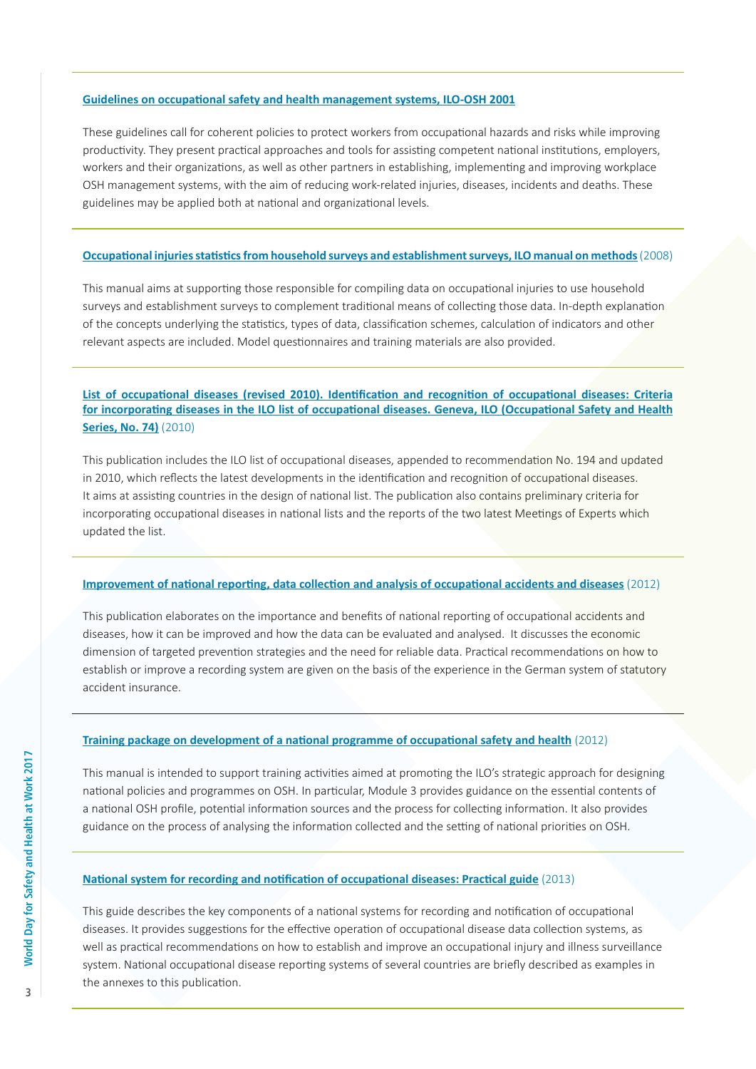**Guidelines on occupational safety and health management systems, ILO-OSH 2001**

These guidelines call for coherent policies to protect workers from occupational hazards and risks while improving productivity. They present practical approaches and tools for assisting competent national institutions, employers, workers and their organizations, as well as other partners in establishing, implementing and improving workplace OSH management systems, with the aim of reducing work-related injuries, diseases, incidents and deaths. These guidelines may be applied both at national and organizational levels.

**Occupational injuries statistics from household surveys and establishment surveys, ILO manual on methods** (2008)

This manual aims at supporting those responsible for compiling data on occupational injuries to use household surveys and establishment surveys to complement traditional means of collecting those data. In-depth explanation of the concepts underlying the statistics, types of data, classification schemes, calculation of indicators and other relevant aspects are included. Model questionnaires and training materials are also provided.

**List of occupational diseases (revised 2010). Identification and recognition of occupational diseases: Criteria for incorporating diseases in the ILO list of occupational diseases. Geneva, ILO (Occupational Safety and Health Series, No. 74)** (2010)

This publication includes the ILO list of occupational diseases, appended to recommendation No. 194 and updated in 2010, which reflects the latest developments in the identification and recognition of occupational diseases. It aims at assisting countries in the design of national list. The publication also contains preliminary criteria for incorporating occupational diseases in national lists and the reports of the two latest Meetings of Experts which updated the list.

**Improvement of national reporting, data collection and analysis of occupational accidents and diseases** (2012)

This publication elaborates on the importance and benefits of national reporting of occupational accidents and diseases, how it can be improved and how the data can be evaluated and analysed. It discusses the economic dimension of targeted prevention strategies and the need for reliable data. Practical recommendations on how to establish or improve a recording system are given on the basis of the experience in the German system of statutory accident insurance.

**Training package on development of a national programme of occupational safety and health** (2012)

This manual is intended to support training activities aimed at promoting the ILO's strategic approach for designing national policies and programmes on OSH. In particular, Module 3 provides guidance on the essential contents of a national OSH profile, potential information sources and the process for collecting information. It also provides guidance on the process of analysing the information collected and the setting of national priorities on OSH.

**National system for recording and notification of occupational diseases: Practical guide** (2013)

This guide describes the key components of a national systems for recording and notification of occupational diseases. It provides suggestions for the effective operation of occupational disease data collection systems, as well as practical recommendations on how to establish and improve an occupational injury and illness surveillance system. National occupational disease reporting systems of several countries are briefly described as examples in the annexes to this publication.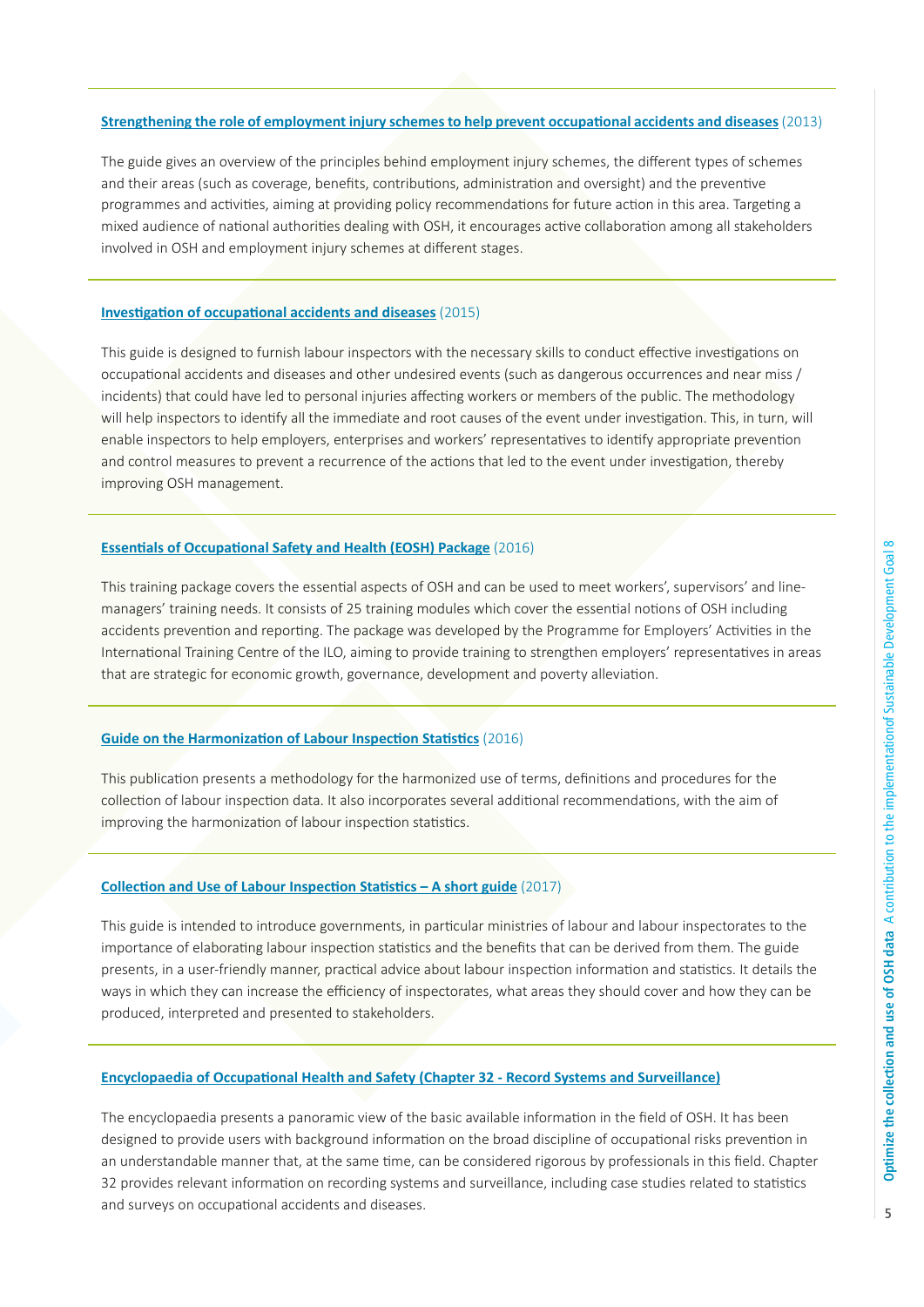**Strengthening the role of employment injury schemes to help prevent occupational accidents and diseases** (2013)

The guide gives an overview of the principles behind employment injury schemes, the different types of schemes and their areas (such as coverage, benefits, contributions, administration and oversight) and the preventive programmes and activities, aiming at providing policy recommendations for future action in this area. Targeting a mixed audience of national authorities dealing with OSH, it encourages active collaboration among all stakeholders involved in OSH and employment injury schemes at different stages.

**Investigation of occupational accidents and diseases** (2015)

This guide is designed to furnish labour inspectors with the necessary skills to conduct effective investigations on occupational accidents and diseases and other undesired events (such as dangerous occurrences and near miss / incidents) that could have led to personal injuries affecting workers or members of the public. The methodology will help inspectors to identify all the immediate and root causes of the event under investigation. This, in turn, will enable inspectors to help employers, enterprises and workers' representatives to identify appropriate prevention and control measures to prevent a recurrence of the actions that led to the event under investigation, thereby improving OSH management.

**Essentials of Occupational Safety and Health (EOSH) Package** (2016)

This training package covers the essential aspects of OSH and can be used to meet workers', supervisors' and line-managers' training needs. It consists of 25 training modules which cover the essential notions of OSH including accidents prevention and reporting. The package was developed by the Programme for Employers' Activities in the International Training Centre of the ILO, aiming to provide training to strengthen employers' representatives in areas that are strategic for economic growth, governance, development and poverty alleviation.

**Guide on the Harmonization of Labour Inspection Statistics** (2016)

This publication presents a methodology for the harmonized use of terms, definitions and procedures for the collection of labour inspection data. It also incorporates several additional recommendations, with the aim of improving the harmonization of labour inspection statistics.

**Collection and Use of Labour Inspection Statistics – A short guide** (2017)

This guide is intended to introduce governments, in particular ministries of labour and labour inspectorates to the importance of elaborating labour inspection statistics and the benefits that can be derived from them. The guide presents, in a user-friendly manner, practical advice about labour inspection information and statistics. It details the ways in which they can increase the efficiency of inspectorates, what areas they should cover and how they can be produced, interpreted and presented to stakeholders.

**Encyclopaedia of Occupational Health and Safety (Chapter 32 - Record Systems and Surveillance)**

The encyclopaedia presents a panoramic view of the basic available information in the field of OSH. It has been designed to provide users with background information on the broad discipline of occupational risks prevention in an understandable manner that, at the same time, can be considered rigorous by professionals in this field. Chapter 32 provides relevant information on recording systems and surveillance, including case studies related to statistics and surveys on occupational accidents and diseases.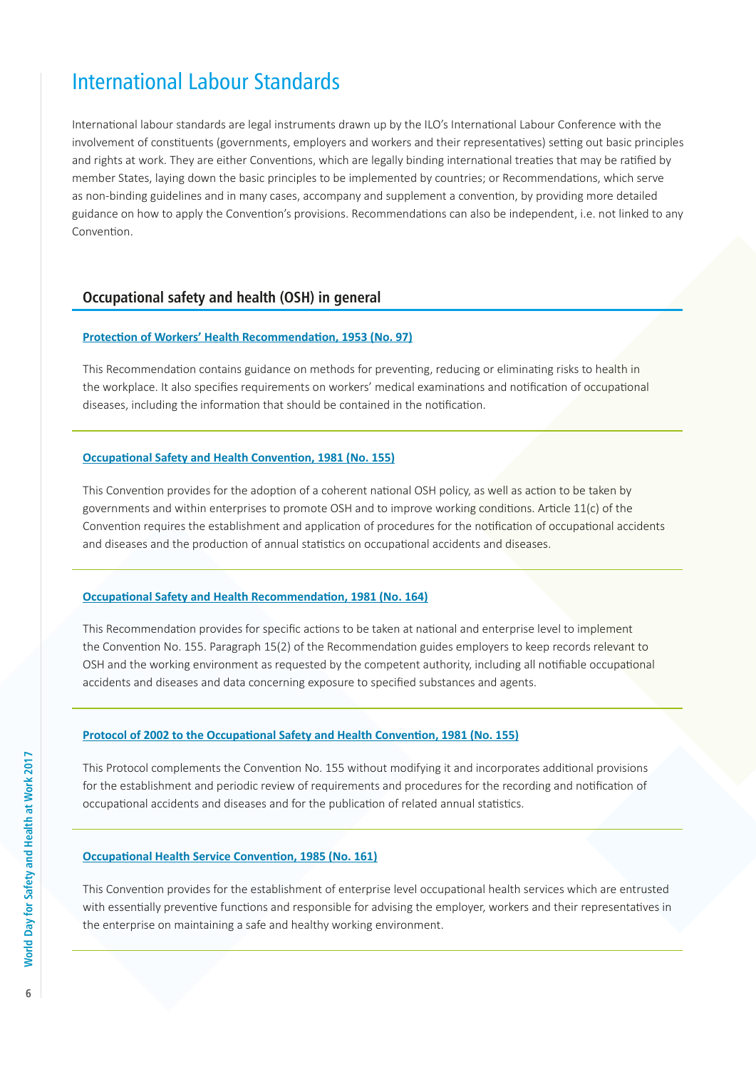# International Labour Standards

International labour standards are legal instruments drawn up by the ILO's International Labour Conference with the involvement of constituents (governments, employers and workers and their representatives) setting out basic principles and rights at work. They are either Conventions, which are legally binding international treaties that may be ratified by member States, laying down the basic principles to be implemented by countries; or Recommendations, which serve as non-binding guidelines and in many cases, accompany and supplement a convention, by providing more detailed guidance on how to apply the Convention's provisions. Recommendations can also be independent, i.e. not linked to any Convention.

## Occupational safety and health (OSH) in general

### Protection of Workers' Health Recommendation, 1953 (No. 97)

This Recommendation contains guidance on methods for preventing, reducing or eliminating risks to health in the workplace. It also specifies requirements on workers' medical examinations and notification of occupational diseases, including the information that should be contained in the notification.

### Occupational Safety and Health Convention, 1981 (No. 155)

This Convention provides for the adoption of a coherent national OSH policy, as well as action to be taken by governments and within enterprises to promote OSH and to improve working conditions. Article 11(c) of the Convention requires the establishment and application of procedures for the notification of occupational accidents and diseases and the production of annual statistics on occupational accidents and diseases.

### Occupational Safety and Health Recommendation, 1981 (No. 164)

This Recommendation provides for specific actions to be taken at national and enterprise level to implement the Convention No. 155. Paragraph 15(2) of the Recommendation guides employers to keep records relevant to OSH and the working environment as requested by the competent authority, including all notifiable occupational accidents and diseases and data concerning exposure to specified substances and agents.

### Protocol of 2002 to the Occupational Safety and Health Convention, 1981 (No. 155)

This Protocol complements the Convention No. 155 without modifying it and incorporates additional provisions for the establishment and periodic review of requirements and procedures for the recording and notification of occupational accidents and diseases and for the publication of related annual statistics.

### Occupational Health Service Convention, 1985 (No. 161)

This Convention provides for the establishment of enterprise level occupational health services which are entrusted with essentially preventive functions and responsible for advising the employer, workers and their representatives in the enterprise on maintaining a safe and healthy working environment.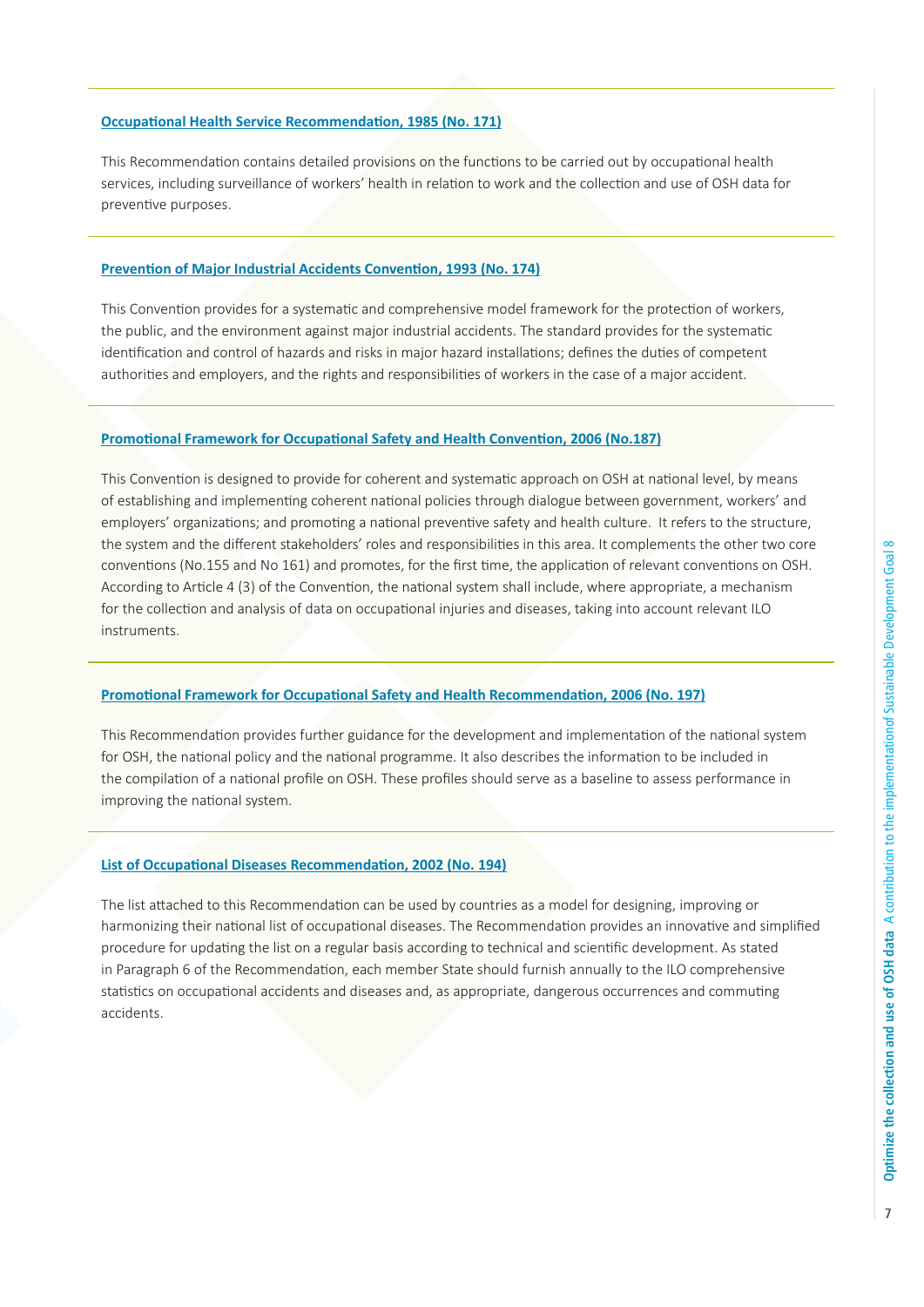**Occupational Health Service Recommendation, 1985 (No. 171)**

This Recommendation contains detailed provisions on the functions to be carried out by occupational health services, including surveillance of workers' health in relation to work and the collection and use of OSH data for preventive purposes.

**Prevention of Major Industrial Accidents Convention, 1993 (No. 174)**

This Convention provides for a systematic and comprehensive model framework for the protection of workers, the public, and the environment against major industrial accidents. The standard provides for the systematic identification and control of hazards and risks in major hazard installations; defines the duties of competent authorities and employers, and the rights and responsibilities of workers in the case of a major accident.

**Promotional Framework for Occupational Safety and Health Convention, 2006 (No.187)**

This Convention is designed to provide for coherent and systematic approach on OSH at national level, by means of establishing and implementing coherent national policies through dialogue between government, workers' and employers' organizations; and promoting a national preventive safety and health culture. It refers to the structure, the system and the different stakeholders' roles and responsibilities in this area. It complements the other two core conventions (No.155 and No 161) and promotes, for the first time, the application of relevant conventions on OSH. According to Article 4 (3) of the Convention, the national system shall include, where appropriate, a mechanism for the collection and analysis of data on occupational injuries and diseases, taking into account relevant ILO instruments.

**Promotional Framework for Occupational Safety and Health Recommendation, 2006 (No. 197)**

This Recommendation provides further guidance for the development and implementation of the national system for OSH, the national policy and the national programme. It also describes the information to be included in the compilation of a national profile on OSH. These profiles should serve as a baseline to assess performance in improving the national system.

**List of Occupational Diseases Recommendation, 2002 (No. 194)**

The list attached to this Recommendation can be used by countries as a model for designing, improving or harmonizing their national list of occupational diseases. The Recommendation provides an innovative and simplified procedure for updating the list on a regular basis according to technical and scientific development. As stated in Paragraph 6 of the Recommendation, each member State should furnish annually to the ILO comprehensive statistics on occupational accidents and diseases and, as appropriate, dangerous occurrences and commuting accidents.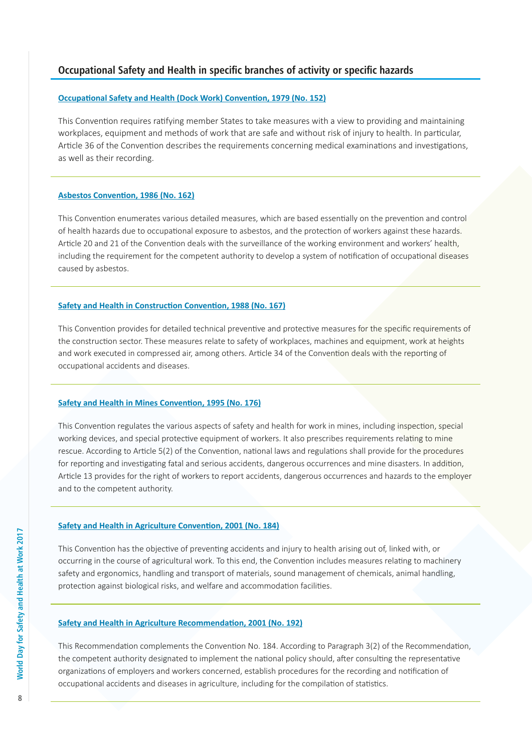## Occupational Safety and Health in specific branches of activity or specific hazards

### Occupational Safety and Health (Dock Work) Convention, 1979 (No. 152)

This Convention requires ratifying member States to take measures with a view to providing and maintaining workplaces, equipment and methods of work that are safe and without risk of injury to health. In particular, Article 36 of the Convention describes the requirements concerning medical examinations and investigations, as well as their recording.

### Asbestos Convention, 1986 (No. 162)

This Convention enumerates various detailed measures, which are based essentially on the prevention and control of health hazards due to occupational exposure to asbestos, and the protection of workers against these hazards. Article 20 and 21 of the Convention deals with the surveillance of the working environment and workers' health, including the requirement for the competent authority to develop a system of notification of occupational diseases caused by asbestos.

### Safety and Health in Construction Convention, 1988 (No. 167)

This Convention provides for detailed technical preventive and protective measures for the specific requirements of the construction sector. These measures relate to safety of workplaces, machines and equipment, work at heights and work executed in compressed air, among others. Article 34 of the Convention deals with the reporting of occupational accidents and diseases.

### Safety and Health in Mines Convention, 1995 (No. 176)

This Convention regulates the various aspects of safety and health for work in mines, including inspection, special working devices, and special protective equipment of workers. It also prescribes requirements relating to mine rescue. According to Article 5(2) of the Convention, national laws and regulations shall provide for the procedures for reporting and investigating fatal and serious accidents, dangerous occurrences and mine disasters. In addition, Article 13 provides for the right of workers to report accidents, dangerous occurrences and hazards to the employer and to the competent authority.

### Safety and Health in Agriculture Convention, 2001 (No. 184)

This Convention has the objective of preventing accidents and injury to health arising out of, linked with, or occurring in the course of agricultural work. To this end, the Convention includes measures relating to machinery safety and ergonomics, handling and transport of materials, sound management of chemicals, animal handling, protection against biological risks, and welfare and accommodation facilities.

### Safety and Health in Agriculture Recommendation, 2001 (No. 192)

This Recommendation complements the Convention No. 184. According to Paragraph 3(2) of the Recommendation, the competent authority designated to implement the national policy should, after consulting the representative organizations of employers and workers concerned, establish procedures for the recording and notification of occupational accidents and diseases in agriculture, including for the compilation of statistics.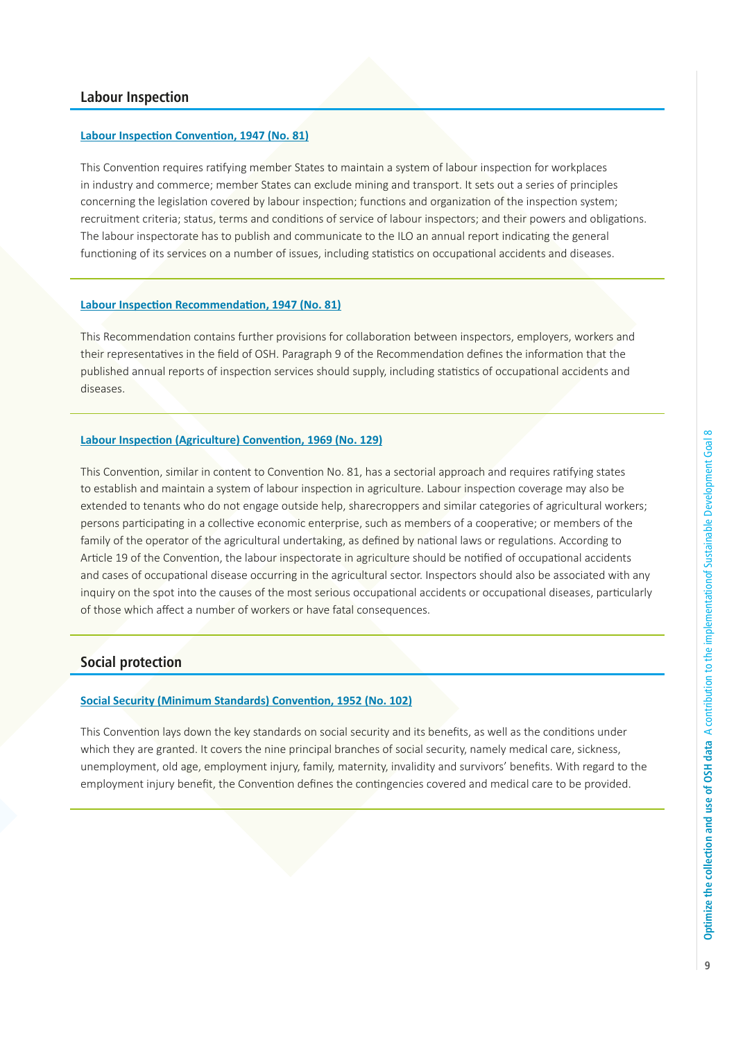## Labour Inspection

### Labour Inspection Convention, 1947 (No. 81)

This Convention requires ratifying member States to maintain a system of labour inspection for workplaces in industry and commerce; member States can exclude mining and transport. It sets out a series of principles concerning the legislation covered by labour inspection; functions and organization of the inspection system; recruitment criteria; status, terms and conditions of service of labour inspectors; and their powers and obligations. The labour inspectorate has to publish and communicate to the ILO an annual report indicating the general functioning of its services on a number of issues, including statistics on occupational accidents and diseases.

### Labour Inspection Recommendation, 1947 (No. 81)

This Recommendation contains further provisions for collaboration between inspectors, employers, workers and their representatives in the field of OSH. Paragraph 9 of the Recommendation defines the information that the published annual reports of inspection services should supply, including statistics of occupational accidents and diseases.

### Labour Inspection (Agriculture) Convention, 1969 (No. 129)

This Convention, similar in content to Convention No. 81, has a sectorial approach and requires ratifying states to establish and maintain a system of labour inspection in agriculture. Labour inspection coverage may also be extended to tenants who do not engage outside help, sharecroppers and similar categories of agricultural workers; persons participating in a collective economic enterprise, such as members of a cooperative; or members of the family of the operator of the agricultural undertaking, as defined by national laws or regulations. According to Article 19 of the Convention, the labour inspectorate in agriculture should be notified of occupational accidents and cases of occupational disease occurring in the agricultural sector. Inspectors should also be associated with any inquiry on the spot into the causes of the most serious occupational accidents or occupational diseases, particularly of those which affect a number of workers or have fatal consequences.

## Social protection

### Social Security (Minimum Standards) Convention, 1952 (No. 102)

This Convention lays down the key standards on social security and its benefits, as well as the conditions under which they are granted. It covers the nine principal branches of social security, namely medical care, sickness, unemployment, old age, employment injury, family, maternity, invalidity and survivors' benefits. With regard to the employment injury benefit, the Convention defines the contingencies covered and medical care to be provided.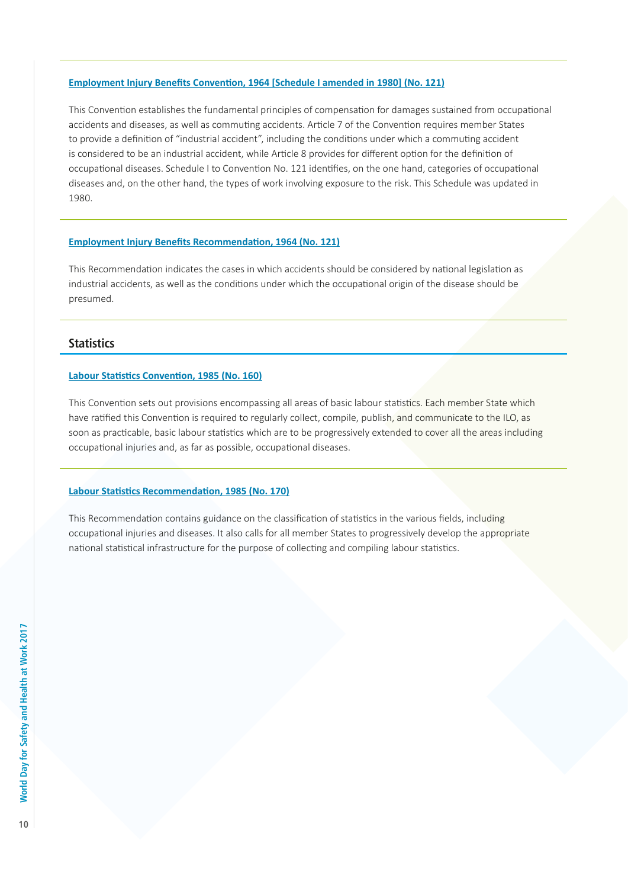**Employment Injury Benefits Convention, 1964 [Schedule I amended in 1980] (No. 121)**

This Convention establishes the fundamental principles of compensation for damages sustained from occupational accidents and diseases, as well as commuting accidents. Article 7 of the Convention requires member States to provide a definition of "industrial accident", including the conditions under which a commuting accident is considered to be an industrial accident, while Article 8 provides for different option for the definition of occupational diseases. Schedule I to Convention No. 121 identifies, on the one hand, categories of occupational diseases and, on the other hand, the types of work involving exposure to the risk. This Schedule was updated in 1980.

**Employment Injury Benefits Recommendation, 1964 (No. 121)**

This Recommendation indicates the cases in which accidents should be considered by national legislation as industrial accidents, as well as the conditions under which the occupational origin of the disease should be presumed.

## Statistics

**Labour Statistics Convention, 1985 (No. 160)**

This Convention sets out provisions encompassing all areas of basic labour statistics. Each member State which have ratified this Convention is required to regularly collect, compile, publish, and communicate to the ILO, as soon as practicable, basic labour statistics which are to be progressively extended to cover all the areas including occupational injuries and, as far as possible, occupational diseases.

**Labour Statistics Recommendation, 1985 (No. 170)**

This Recommendation contains guidance on the classification of statistics in the various fields, including occupational injuries and diseases. It also calls for all member States to progressively develop the appropriate national statistical infrastructure for the purpose of collecting and compiling labour statistics.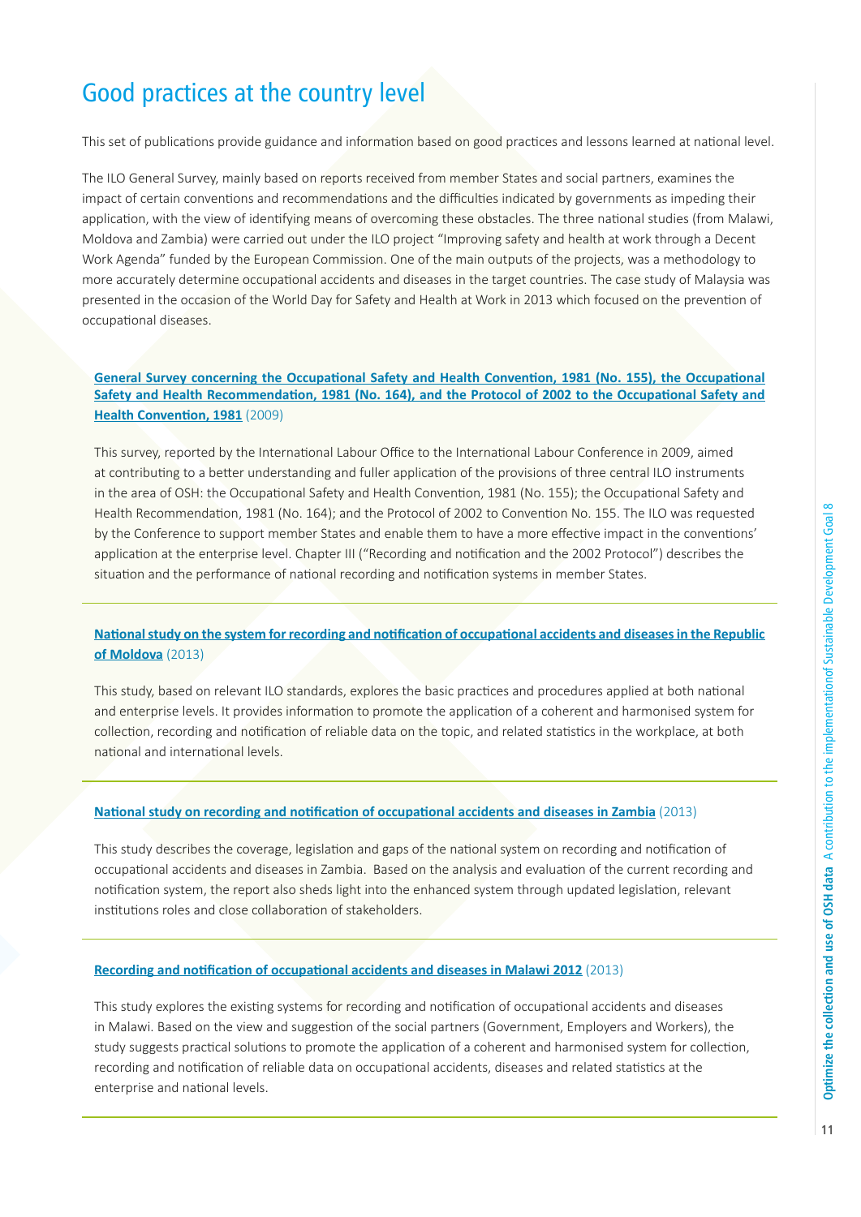# Good practices at the country level

This set of publications provide guidance and information based on good practices and lessons learned at national level.

The ILO General Survey, mainly based on reports received from member States and social partners, examines the impact of certain conventions and recommendations and the difficulties indicated by governments as impeding their application, with the view of identifying means of overcoming these obstacles. The three national studies (from Malawi, Moldova and Zambia) were carried out under the ILO project "Improving safety and health at work through a Decent Work Agenda" funded by the European Commission. One of the main outputs of the projects, was a methodology to more accurately determine occupational accidents and diseases in the target countries. The case study of Malaysia was presented in the occasion of the World Day for Safety and Health at Work in 2013 which focused on the prevention of occupational diseases.

**General Survey concerning the Occupational Safety and Health Convention, 1981 (No. 155), the Occupational Safety and Health Recommendation, 1981 (No. 164), and the Protocol of 2002 to the Occupational Safety and Health Convention, 1981** (2009)

This survey, reported by the International Labour Office to the International Labour Conference in 2009, aimed at contributing to a better understanding and fuller application of the provisions of three central ILO instruments in the area of OSH: the Occupational Safety and Health Convention, 1981 (No. 155); the Occupational Safety and Health Recommendation, 1981 (No. 164); and the Protocol of 2002 to Convention No. 155. The ILO was requested by the Conference to support member States and enable them to have a more effective impact in the conventions' application at the enterprise level. Chapter III ("Recording and notification and the 2002 Protocol") describes the situation and the performance of national recording and notification systems in member States.

---

**National study on the system for recording and notification of occupational accidents and diseases in the Republic of Moldova** (2013)

This study, based on relevant ILO standards, explores the basic practices and procedures applied at both national and enterprise levels. It provides information to promote the application of a coherent and harmonised system for collection, recording and notification of reliable data on the topic, and related statistics in the workplace, at both national and international levels.

---

**National study on recording and notification of occupational accidents and diseases in Zambia** (2013)

This study describes the coverage, legislation and gaps of the national system on recording and notification of occupational accidents and diseases in Zambia. Based on the analysis and evaluation of the current recording and notification system, the report also sheds light into the enhanced system through updated legislation, relevant institutions roles and close collaboration of stakeholders.

---

**Recording and notification of occupational accidents and diseases in Malawi 2012** (2013)

This study explores the existing systems for recording and notification of occupational accidents and diseases in Malawi. Based on the view and suggestion of the social partners (Government, Employers and Workers), the study suggests practical solutions to promote the application of a coherent and harmonised system for collection, recording and notification of reliable data on occupational accidents, diseases and related statistics at the enterprise and national levels.

---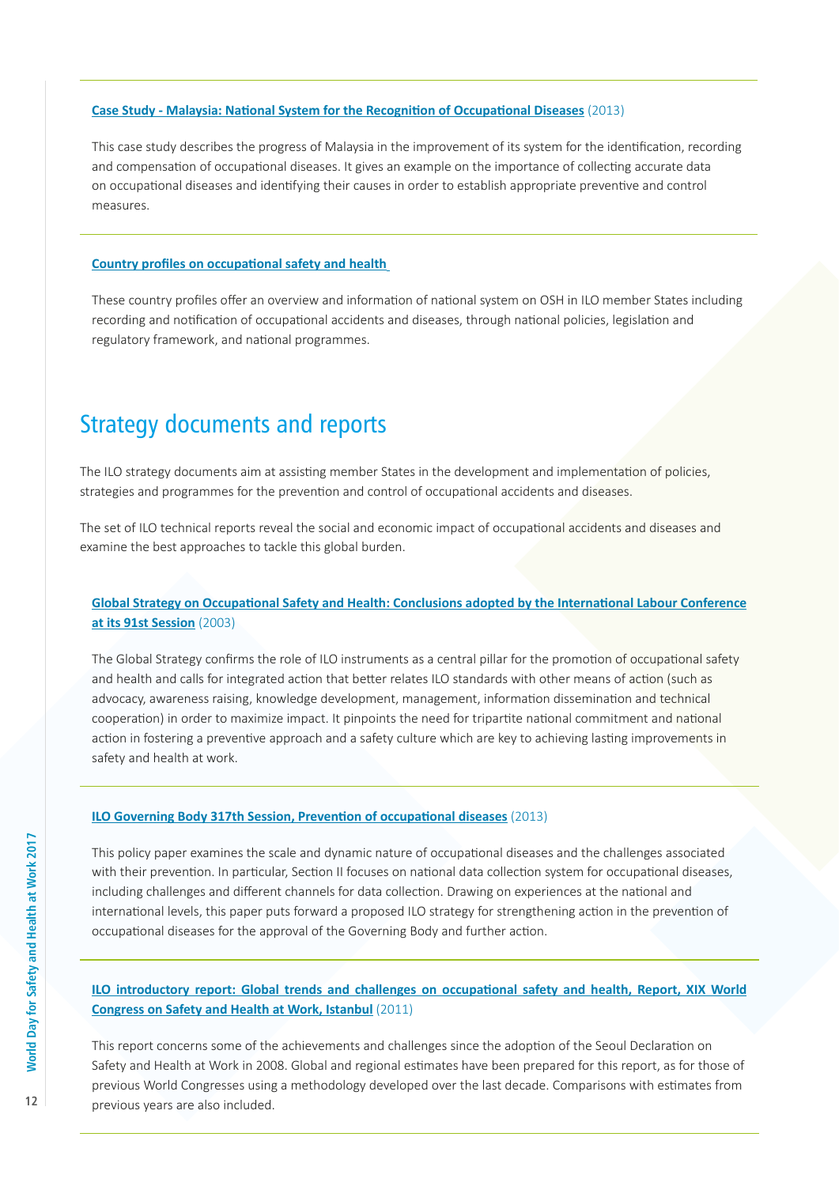**Case Study - Malaysia: National System for the Recognition of Occupational Diseases** (2013)

This case study describes the progress of Malaysia in the improvement of its system for the identification, recording and compensation of occupational diseases. It gives an example on the importance of collecting accurate data on occupational diseases and identifying their causes in order to establish appropriate preventive and control measures.

**Country profiles on occupational safety and health**

These country profiles offer an overview and information of national system on OSH in ILO member States including recording and notification of occupational accidents and diseases, through national policies, legislation and regulatory framework, and national programmes.

## Strategy documents and reports

The ILO strategy documents aim at assisting member States in the development and implementation of policies, strategies and programmes for the prevention and control of occupational accidents and diseases.

The set of ILO technical reports reveal the social and economic impact of occupational accidents and diseases and examine the best approaches to tackle this global burden.

**Global Strategy on Occupational Safety and Health: Conclusions adopted by the International Labour Conference at its 91st Session** (2003)

The Global Strategy confirms the role of ILO instruments as a central pillar for the promotion of occupational safety and health and calls for integrated action that better relates ILO standards with other means of action (such as advocacy, awareness raising, knowledge development, management, information dissemination and technical cooperation) in order to maximize impact. It pinpoints the need for tripartite national commitment and national action in fostering a preventive approach and a safety culture which are key to achieving lasting improvements in safety and health at work.

**ILO Governing Body 317th Session, Prevention of occupational diseases** (2013)

This policy paper examines the scale and dynamic nature of occupational diseases and the challenges associated with their prevention. In particular, Section II focuses on national data collection system for occupational diseases, including challenges and different channels for data collection. Drawing on experiences at the national and international levels, this paper puts forward a proposed ILO strategy for strengthening action in the prevention of occupational diseases for the approval of the Governing Body and further action.

**ILO introductory report: Global trends and challenges on occupational safety and health, Report, XIX World Congress on Safety and Health at Work, Istanbul** (2011)

This report concerns some of the achievements and challenges since the adoption of the Seoul Declaration on Safety and Health at Work in 2008. Global and regional estimates have been prepared for this report, as for those of previous World Congresses using a methodology developed over the last decade. Comparisons with estimates from previous years are also included.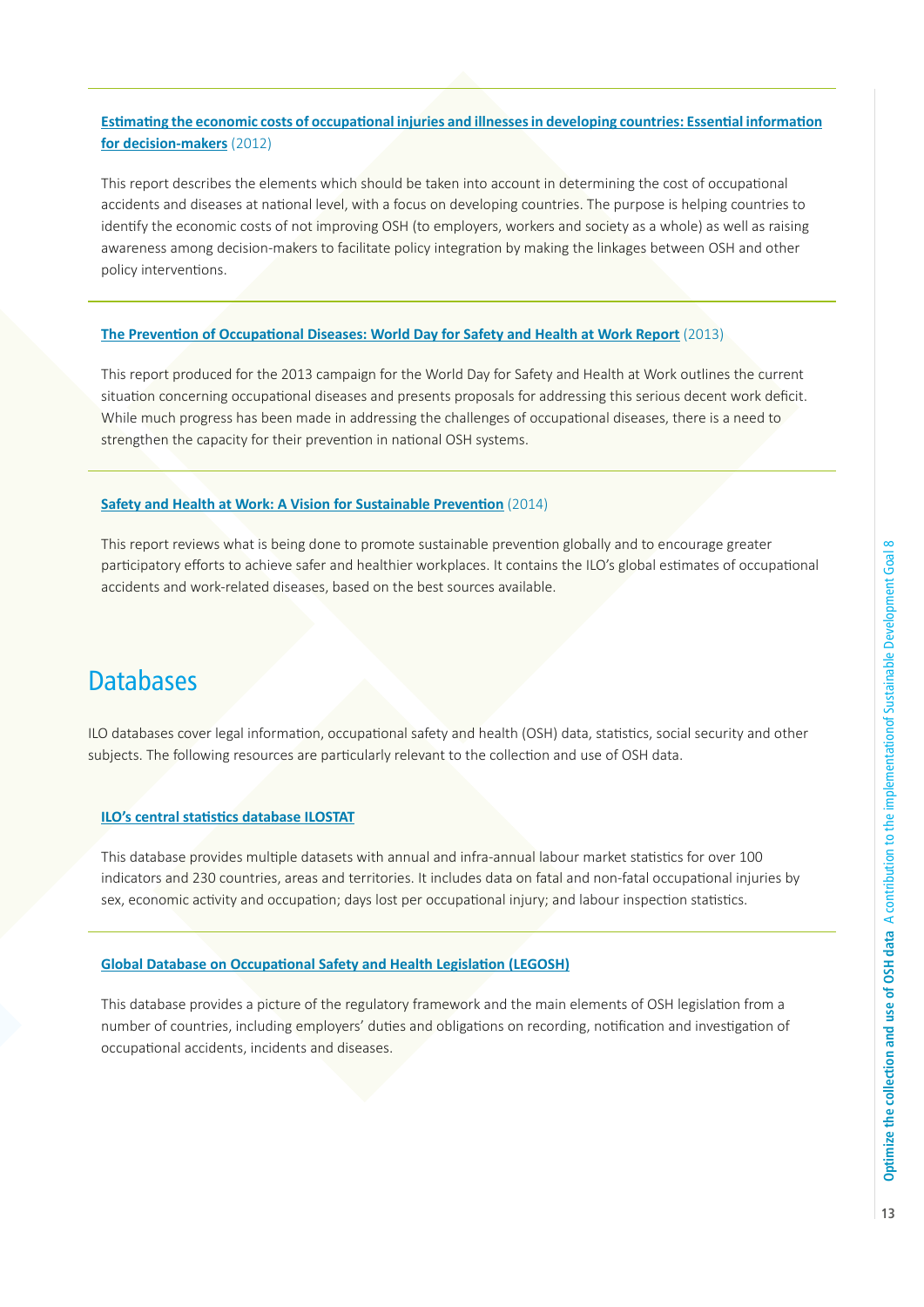**Estimating the economic costs of occupational injuries and illnesses in developing countries: Essential information for decision-makers** (2012)

This report describes the elements which should be taken into account in determining the cost of occupational accidents and diseases at national level, with a focus on developing countries. The purpose is helping countries to identify the economic costs of not improving OSH (to employers, workers and society as a whole) as well as raising awareness among decision-makers to facilitate policy integration by making the linkages between OSH and other policy interventions.

**The Prevention of Occupational Diseases: World Day for Safety and Health at Work Report** (2013)

This report produced for the 2013 campaign for the World Day for Safety and Health at Work outlines the current situation concerning occupational diseases and presents proposals for addressing this serious decent work deficit. While much progress has been made in addressing the challenges of occupational diseases, there is a need to strengthen the capacity for their prevention in national OSH systems.

**Safety and Health at Work: A Vision for Sustainable Prevention** (2014)

This report reviews what is being done to promote sustainable prevention globally and to encourage greater participatory efforts to achieve safer and healthier workplaces. It contains the ILO's global estimates of occupational accidents and work-related diseases, based on the best sources available.

## Databases

ILO databases cover legal information, occupational safety and health (OSH) data, statistics, social security and other subjects. The following resources are particularly relevant to the collection and use of OSH data.

**ILO's central statistics database ILOSTAT**

This database provides multiple datasets with annual and infra-annual labour market statistics for over 100 indicators and 230 countries, areas and territories. It includes data on fatal and non-fatal occupational injuries by sex, economic activity and occupation; days lost per occupational injury; and labour inspection statistics.

**Global Database on Occupational Safety and Health Legislation (LEGOSH)**

This database provides a picture of the regulatory framework and the main elements of OSH legislation from a number of countries, including employers' duties and obligations on recording, notification and investigation of occupational accidents, incidents and diseases.